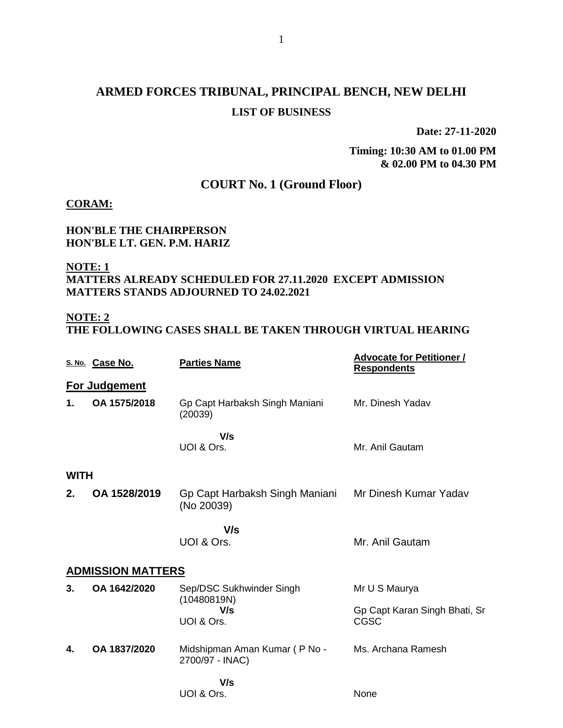# ARMED FORCES TRIBUNAL, PRINCIPAL BENCH, NEW DELHI

## LIST OF BUSINESS

**Date: 27-11-2020**

**Timing: 10:30 AM to 01.00 PM & 02.00 PM to 04.30 PM**

## COURT No. 1 (Ground Floor)

**CORAM:**

**HON'BLE THE CHAIRPERSON**
**HON'BLE LT. GEN. P.M. HARIZ**

**NOTE: 1**
**MATTERS ALREADY SCHEDULED FOR 27.11.2020 EXCEPT ADMISSION MATTERS STANDS ADJOURNED TO 24.02.2021**

**NOTE: 2**
**THE FOLLOWING CASES SHALL BE TAKEN THROUGH VIRTUAL HEARING**

| S. No. | Case No. | Parties Name | Advocate for Petitioner / Respondents |
|---|---|---|---|
| **For Judgement** | | | |
| 1. | OA 1575/2018 | Gp Capt Harbaksh Singh Maniani (20039) V/s UOI & Ors. | Mr. Dinesh Yadav<br>Mr. Anil Gautam |
| **WITH** | | | |
| 2. | OA 1528/2019 | Gp Capt Harbaksh Singh Maniani (No 20039) V/s UOI & Ors. | Mr Dinesh Kumar Yadav<br>Mr. Anil Gautam |
| **ADMISSION MATTERS** | | | |
| 3. | OA 1642/2020 | Sep/DSC Sukhwinder Singh (10480819N) V/s UOI & Ors. | Mr U S Maurya<br>Gp Capt Karan Singh Bhati, Sr CGSC |
| 4. | OA 1837/2020 | Midshipman Aman Kumar ( P No - 2700/97 - INAC) V/s UOI & Ors. | Ms. Archana Ramesh<br>None |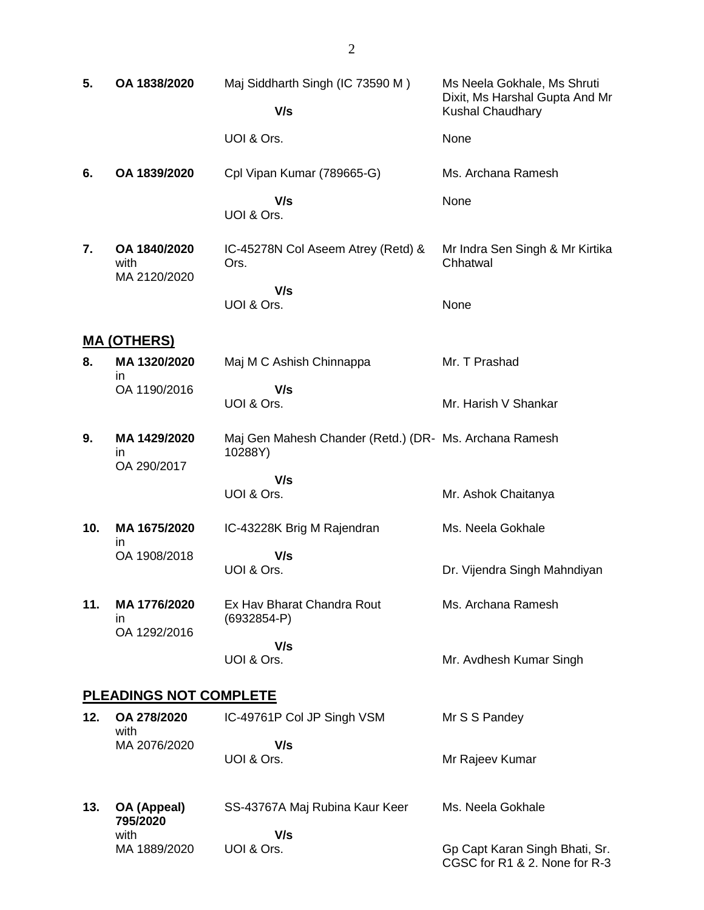| | | | |
|---|---|---|---|
| **5.** | **OA 1838/2020** | Maj Siddharth Singh (IC 73590 M ) **V/s** UOI & Ors. | Ms Neela Gokhale, Ms Shruti Dixit, Ms Harshal Gupta And Mr Kushal Chaudhary / None |
| **6.** | **OA 1839/2020** | Cpl Vipan Kumar (789665-G) **V/s** UOI & Ors. | Ms. Archana Ramesh / None |
| **7.** | **OA 1840/2020** with MA 2120/2020 | IC-45278N Col Aseem Atrey (Retd) & Ors. **V/s** UOI & Ors. | Mr Indra Sen Singh & Mr Kirtika Chhatwal / None |

## MA (OTHERS)

| | | | |
|---|---|---|---|
| **8.** | **MA 1320/2020** in OA 1190/2016 | Maj M C Ashish Chinnappa **V/s** UOI & Ors. | Mr. T Prashad / Mr. Harish V Shankar |
| **9.** | **MA 1429/2020** in OA 290/2017 | Maj Gen Mahesh Chander (Retd.) (DR-10288Y) **V/s** UOI & Ors. | Ms. Archana Ramesh / Mr. Ashok Chaitanya |
| **10.** | **MA 1675/2020** in OA 1908/2018 | IC-43228K Brig M Rajendran **V/s** UOI & Ors. | Ms. Neela Gokhale / Dr. Vijendra Singh Mahndiyan |
| **11.** | **MA 1776/2020** in OA 1292/2016 | Ex Hav Bharat Chandra Rout (6932854-P) **V/s** UOI & Ors. | Ms. Archana Ramesh / Mr. Avdhesh Kumar Singh |

## PLEADINGS NOT COMPLETE

| | | | |
|---|---|---|---|
| **12.** | **OA 278/2020** with MA 2076/2020 | IC-49761P Col JP Singh VSM **V/s** UOI & Ors. | Mr S S Pandey / Mr Rajeev Kumar |
| **13.** | **OA (Appeal) 795/2020** with MA 1889/2020 | SS-43767A Maj Rubina Kaur Keer **V/s** UOI & Ors. | Ms. Neela Gokhale / Gp Capt Karan Singh Bhati, Sr. CGSC for R1 & 2. None for R-3 |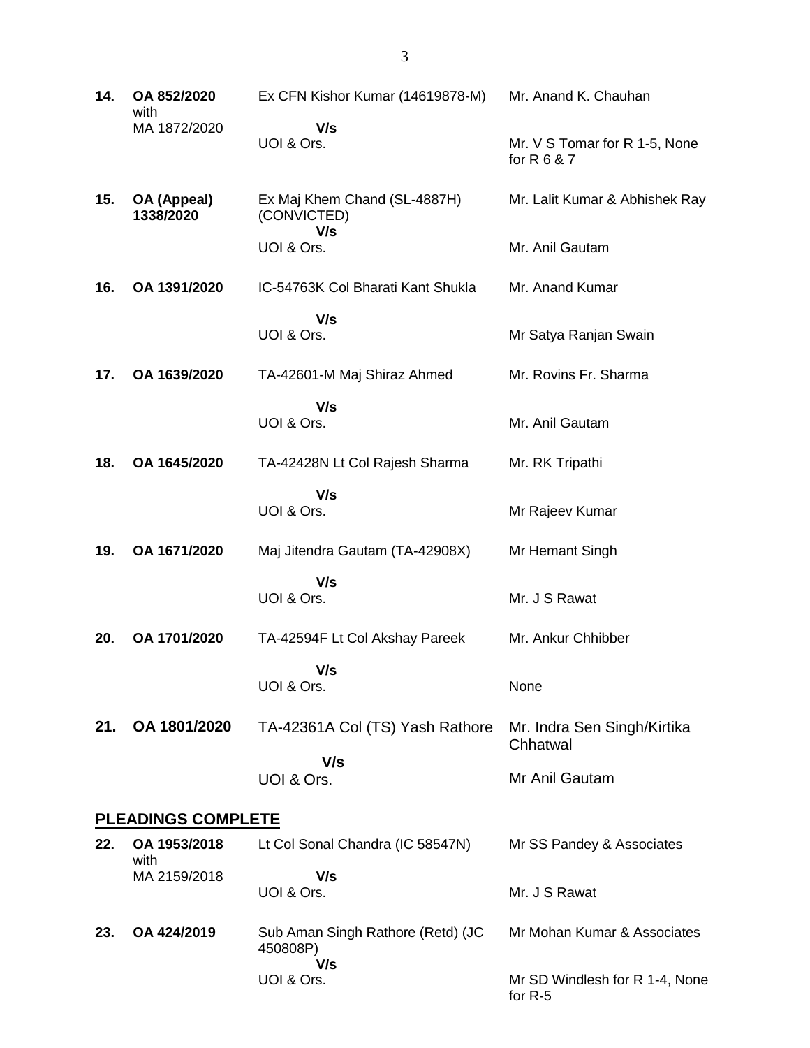| | | | |
|---|---|---|---|
| **14.** | **OA 852/2020** with MA 1872/2020 | Ex CFN Kishor Kumar (14619878-M) **V/s** UOI & Ors. | Mr. Anand K. Chauhan<br><br>Mr. V S Tomar for R 1-5, None for R 6 & 7 |
| **15.** | **OA (Appeal) 1338/2020** | Ex Maj Khem Chand (SL-4887H) (CONVICTED) **V/s** UOI & Ors. | Mr. Lalit Kumar & Abhishek Ray<br><br>Mr. Anil Gautam |
| **16.** | **OA 1391/2020** | IC-54763K Col Bharati Kant Shukla **V/s** UOI & Ors. | Mr. Anand Kumar<br><br>Mr Satya Ranjan Swain |
| **17.** | **OA 1639/2020** | TA-42601-M Maj Shiraz Ahmed **V/s** UOI & Ors. | Mr. Rovins Fr. Sharma<br><br>Mr. Anil Gautam |
| **18.** | **OA 1645/2020** | TA-42428N Lt Col Rajesh Sharma **V/s** UOI & Ors. | Mr. RK Tripathi<br><br>Mr Rajeev Kumar |
| **19.** | **OA 1671/2020** | Maj Jitendra Gautam (TA-42908X) **V/s** UOI & Ors. | Mr Hemant Singh<br><br>Mr. J S Rawat |
| **20.** | **OA 1701/2020** | TA-42594F Lt Col Akshay Pareek **V/s** UOI & Ors. | Mr. Ankur Chhibber<br><br>None |
| **21.** | **OA 1801/2020** | TA-42361A Col (TS) Yash Rathore **V/s** UOI & Ors. | Mr. Indra Sen Singh/Kirtika Chhatwal<br><br>Mr Anil Gautam |

## PLEADINGS COMPLETE

| | | | |
|---|---|---|---|
| **22.** | **OA 1953/2018** with MA 2159/2018 | Lt Col Sonal Chandra (IC 58547N) **V/s** UOI & Ors. | Mr SS Pandey & Associates<br><br>Mr. J S Rawat |
| **23.** | **OA 424/2019** | Sub Aman Singh Rathore (Retd) (JC 450808P) **V/s** UOI & Ors. | Mr Mohan Kumar & Associates<br><br>Mr SD Windlesh for R 1-4, None for R-5 |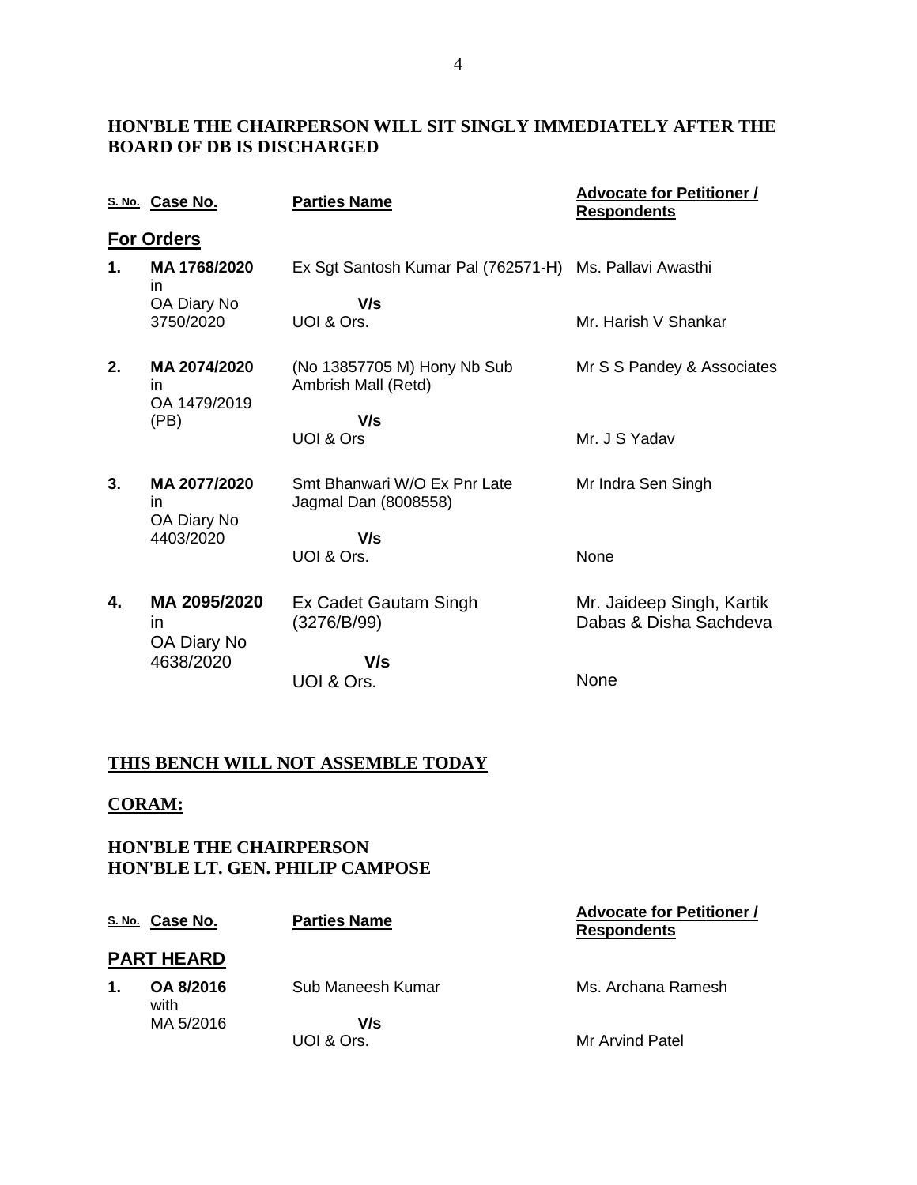**HON'BLE THE CHAIRPERSON WILL SIT SINGLY IMMEDIATELY AFTER THE BOARD OF DB IS DISCHARGED**

| S. No. | Case No. | Parties Name | Advocate for Petitioner / Respondents |
|---|---|---|---|
| **For Orders** | | | |
| **1.** | **MA 1768/2020** in OA Diary No 3750/2020 | Ex Sgt Santosh Kumar Pal (762571-H) **V/s** UOI & Ors. | Ms. Pallavi Awasthi<br>Mr. Harish V Shankar |
| **2.** | **MA 2074/2020** in OA 1479/2019 (PB) | (No 13857705 M) Hony Nb Sub Ambrish Mall (Retd) **V/s** UOI & Ors | Mr S S Pandey & Associates<br>Mr. J S Yadav |
| **3.** | **MA 2077/2020** in OA Diary No 4403/2020 | Smt Bhanwari W/O Ex Pnr Late Jagmal Dan (8008558) **V/s** UOI & Ors. | Mr Indra Sen Singh<br>None |
| **4.** | **MA 2095/2020** in OA Diary No 4638/2020 | Ex Cadet Gautam Singh (3276/B/99) **V/s** UOI & Ors. | Mr. Jaideep Singh, Kartik Dabas & Disha Sachdeva<br>None |

**THIS BENCH WILL NOT ASSEMBLE TODAY**

**CORAM:**

**HON'BLE THE CHAIRPERSON**
**HON'BLE LT. GEN. PHILIP CAMPOSE**

| S. No. | Case No. | Parties Name | Advocate for Petitioner / Respondents |
|---|---|---|---|
| **PART HEARD** | | | |
| **1.** | **OA 8/2016** with MA 5/2016 | Sub Maneesh Kumar **V/s** UOI & Ors. | Ms. Archana Ramesh<br>Mr Arvind Patel |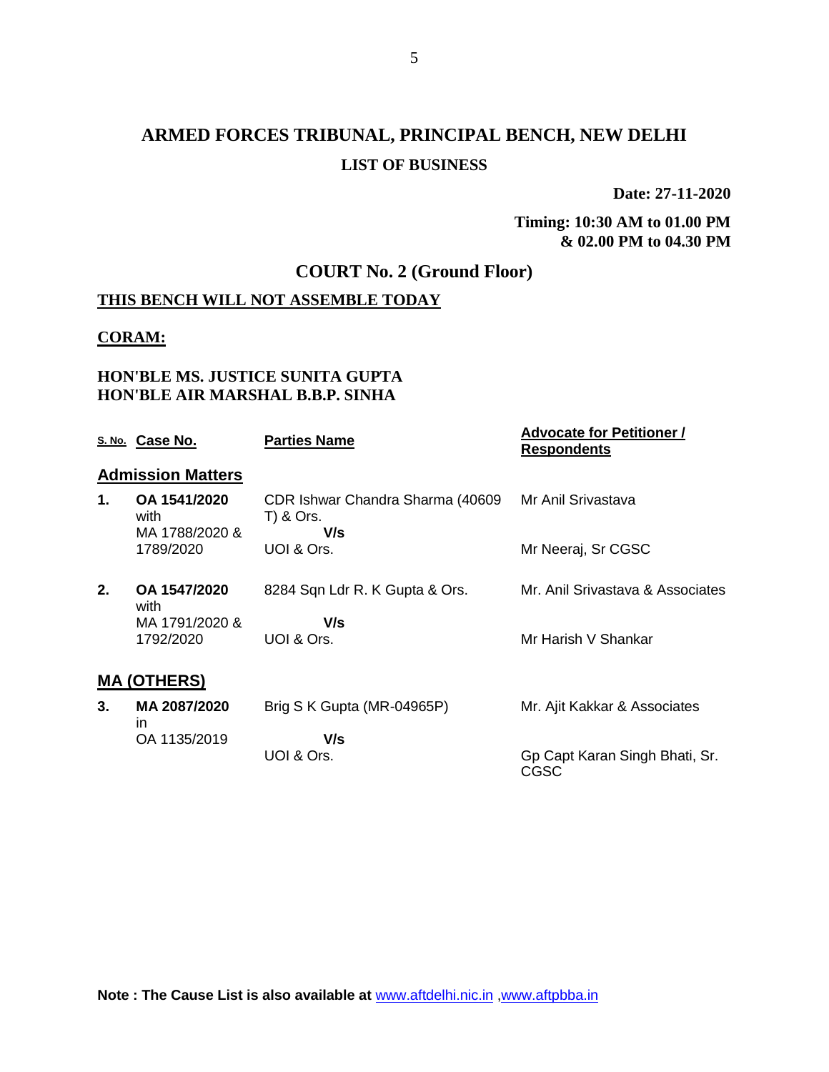# ARMED FORCES TRIBUNAL, PRINCIPAL BENCH, NEW DELHI

## LIST OF BUSINESS

**Date: 27-11-2020**

**Timing: 10:30 AM to 01.00 PM & 02.00 PM to 04.30 PM**

## COURT No. 2 (Ground Floor)

**THIS BENCH WILL NOT ASSEMBLE TODAY**

**CORAM:**

**HON'BLE MS. JUSTICE SUNITA GUPTA**
**HON'BLE AIR MARSHAL B.B.P. SINHA**

| S. No. | Case No. | Parties Name | Advocate for Petitioner / Respondents |
|---|---|---|---|
| **Admission Matters** | | | |
| 1. | OA 1541/2020 with MA 1788/2020 & 1789/2020 | CDR Ishwar Chandra Sharma (40609 T) & Ors. V/s UOI & Ors. | Mr Anil Srivastava<br>Mr Neeraj, Sr CGSC |
| 2. | OA 1547/2020 with MA 1791/2020 & 1792/2020 | 8284 Sqn Ldr R. K Gupta & Ors. V/s UOI & Ors. | Mr. Anil Srivastava & Associates<br>Mr Harish V Shankar |
| **MA (OTHERS)** | | | |
| 3. | MA 2087/2020 in OA 1135/2019 | Brig S K Gupta (MR-04965P) V/s UOI & Ors. | Mr. Ajit Kakkar & Associates<br>Gp Capt Karan Singh Bhati, Sr. CGSC |

**Note : The Cause List is also available at** www.aftdelhi.nic.in ,www.aftpbba.in